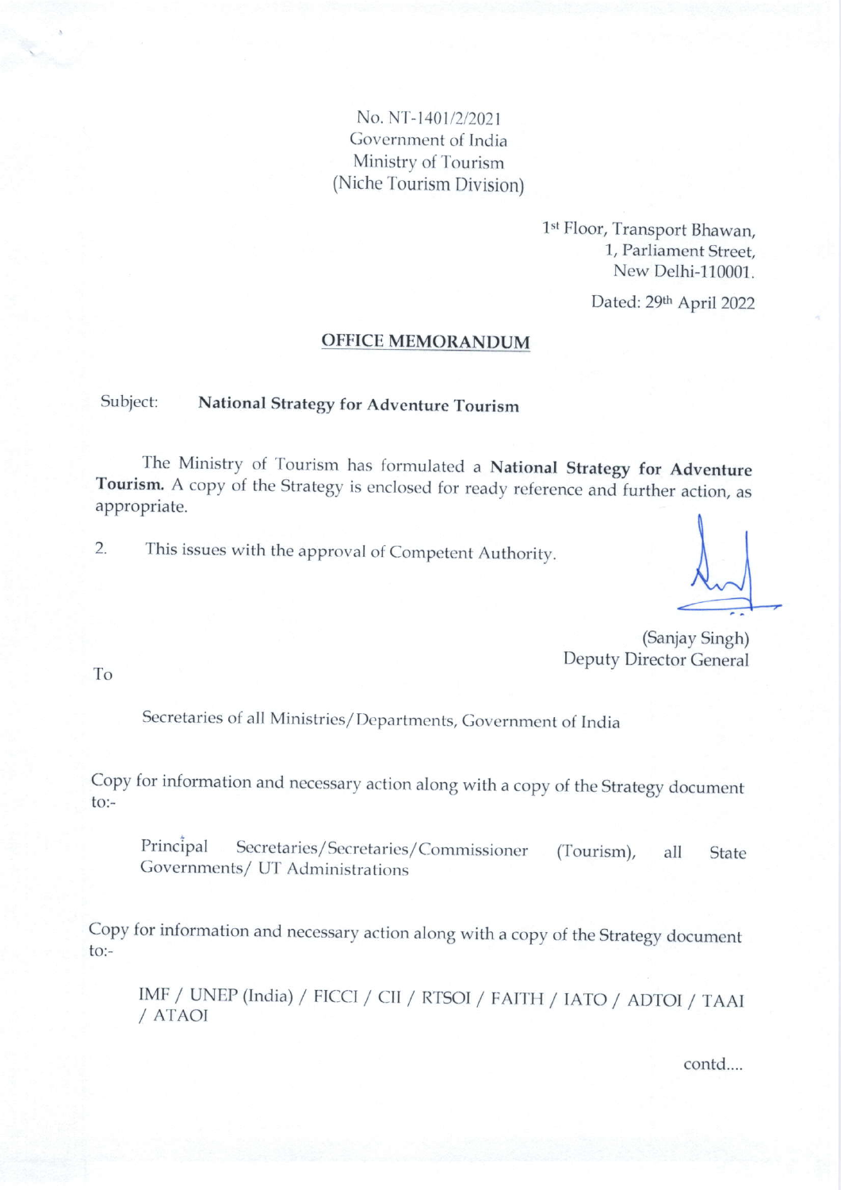No. NT-1401/2/2021
Government of India
Ministry of Tourism
(Niche Tourism Division)

1st Floor, Transport Bhawan,
1, Parliament Street,
New Delhi-110001.

Dated: 29th April 2022

## OFFICE MEMORANDUM

Subject: **National Strategy for Adventure Tourism**

The Ministry of Tourism has formulated a **National Strategy for Adventure Tourism.** A copy of the Strategy is enclosed for ready reference and further action, as appropriate.

2. This issues with the approval of Competent Authority.

(Sanjay Singh)
Deputy Director General

To

Secretaries of all Ministries/Departments, Government of India

Copy for information and necessary action along with a copy of the Strategy document to:-

Principal Secretaries/Secretaries/Commissioner (Tourism), all State Governments/ UT Administrations

Copy for information and necessary action along with a copy of the Strategy document to:-

IMF / UNEP (India) / FICCI / CII / RTSOI / FAITH / IATO / ADTOI / TAAI / ATAOI

contd....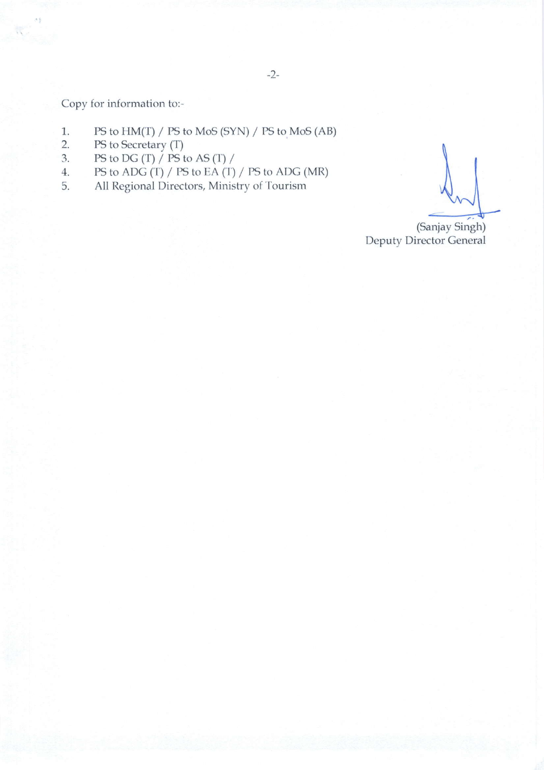Copy for information to:-

1. PS to HM(T) / PS to MoS (SYN) / PS to MoS (AB)
2. PS to Secretary (T)
3. PS to DG (T) / PS to AS (T) /
4. PS to ADG (T) / PS to EA (T) / PS to ADG (MR)
5. All Regional Directors, Ministry of Tourism

(Sanjay Singh)
Deputy Director General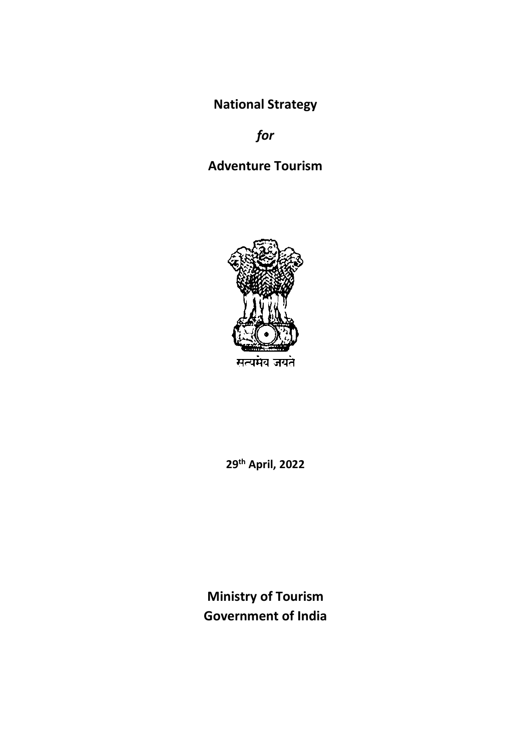# National Strategy

*for*

# Adventure Tourism

सत्यमेव जयते

**29th April, 2022**

**Ministry of Tourism**
**Government of India**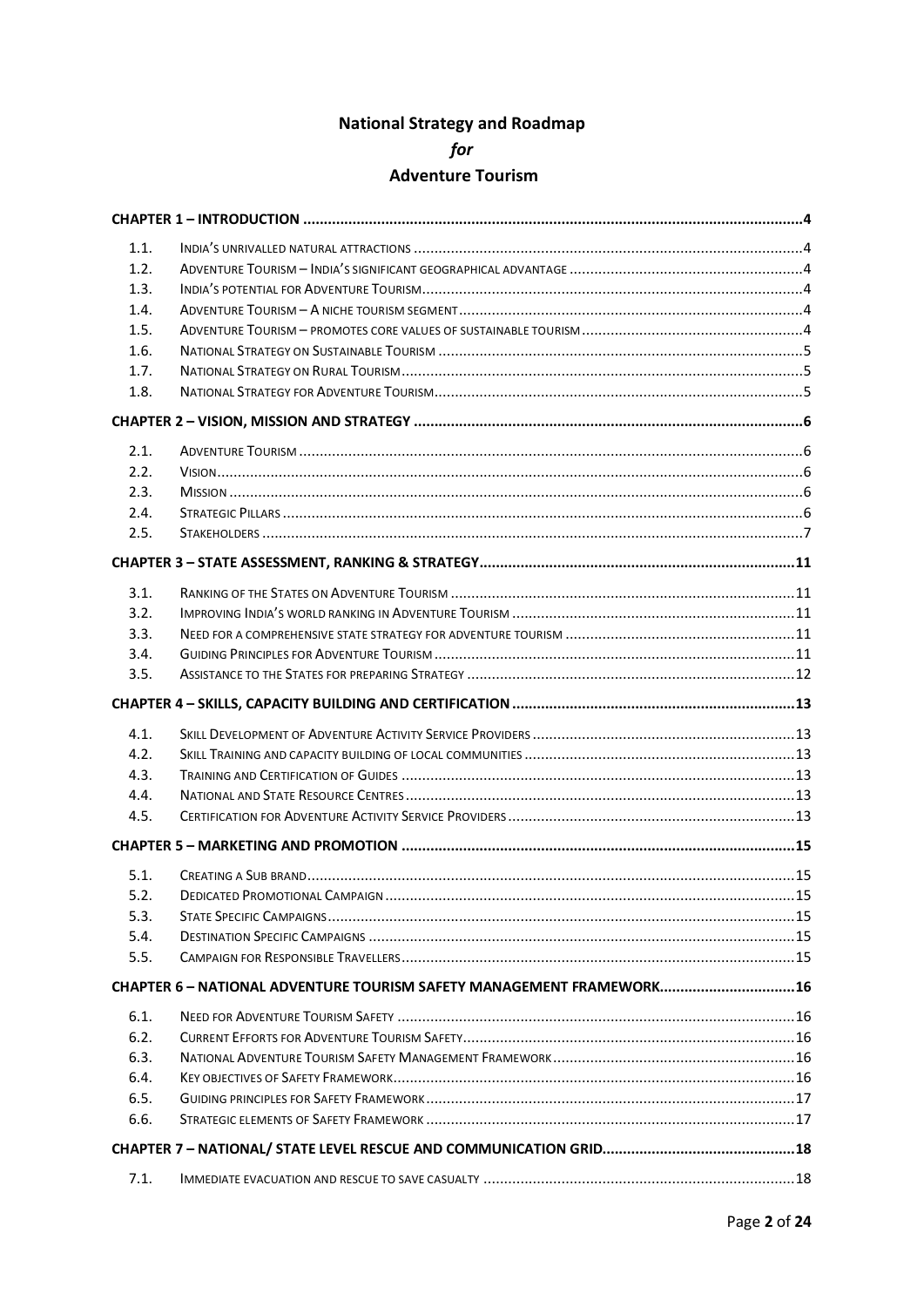# National Strategy and Roadmap

## *for*

## Adventure Tourism

**CHAPTER 1 – INTRODUCTION** ........................................................................................................................4

- 1.1. INDIA'S UNRIVALLED NATURAL ATTRACTIONS ..............................................................................................4
- 1.2. ADVENTURE TOURISM – INDIA'S SIGNIFICANT GEOGRAPHICAL ADVANTAGE ..........................................................4
- 1.3. INDIA'S POTENTIAL FOR ADVENTURE TOURISM............................................................................................4
- 1.4. ADVENTURE TOURISM – A NICHE TOURISM SEGMENT ....................................................................................4
- 1.5. ADVENTURE TOURISM – PROMOTES CORE VALUES OF SUSTAINABLE TOURISM ......................................................4
- 1.6. NATIONAL STRATEGY ON SUSTAINABLE TOURISM ........................................................................................5
- 1.7. NATIONAL STRATEGY ON RURAL TOURISM.................................................................................................5
- 1.8. NATIONAL STRATEGY FOR ADVENTURE TOURISM.........................................................................................5

**CHAPTER 2 – VISION, MISSION AND STRATEGY** .............................................................................................6

- 2.1. ADVENTURE TOURISM ..........................................................................................................................6
- 2.2. VISION..............................................................................................................................................6
- 2.3. MISSION ...........................................................................................................................................6
- 2.4. STRATEGIC PILLARS ..............................................................................................................................6
- 2.5. STAKEHOLDERS ...................................................................................................................................7

**CHAPTER 3 – STATE ASSESSMENT, RANKING & STRATEGY**............................................................................11

- 3.1. RANKING OF THE STATES ON ADVENTURE TOURISM ....................................................................................11
- 3.2. IMPROVING INDIA'S WORLD RANKING IN ADVENTURE TOURISM ....................................................................11
- 3.3. NEED FOR A COMPREHENSIVE STATE STRATEGY FOR ADVENTURE TOURISM ........................................................11
- 3.4. GUIDING PRINCIPLES FOR ADVENTURE TOURISM .......................................................................................11
- 3.5. ASSISTANCE TO THE STATES FOR PREPARING STRATEGY ...............................................................................12

**CHAPTER 4 – SKILLS, CAPACITY BUILDING AND CERTIFICATION** ....................................................................13

- 4.1. SKILL DEVELOPMENT OF ADVENTURE ACTIVITY SERVICE PROVIDERS ...............................................................13
- 4.2. SKILL TRAINING AND CAPACITY BUILDING OF LOCAL COMMUNITIES .................................................................13
- 4.3. TRAINING AND CERTIFICATION OF GUIDES ...............................................................................................13
- 4.4. NATIONAL AND STATE RESOURCE CENTRES ..............................................................................................13
- 4.5. CERTIFICATION FOR ADVENTURE ACTIVITY SERVICE PROVIDERS .....................................................................13

**CHAPTER 5 – MARKETING AND PROMOTION** ...............................................................................................15

- 5.1. CREATING A SUB BRAND......................................................................................................................15
- 5.2. DEDICATED PROMOTIONAL CAMPAIGN ...................................................................................................15
- 5.3. STATE SPECIFIC CAMPAIGNS.................................................................................................................15
- 5.4. DESTINATION SPECIFIC CAMPAIGNS .......................................................................................................15
- 5.5. CAMPAIGN FOR RESPONSIBLE TRAVELLERS...............................................................................................15

**CHAPTER 6 – NATIONAL ADVENTURE TOURISM SAFETY MANAGEMENT FRAMEWORK**................................16

- 6.1. NEED FOR ADVENTURE TOURISM SAFETY ................................................................................................16
- 6.2. CURRENT EFFORTS FOR ADVENTURE TOURISM SAFETY................................................................................16
- 6.3. NATIONAL ADVENTURE TOURISM SAFETY MANAGEMENT FRAMEWORK ...........................................................16
- 6.4. KEY OBJECTIVES OF SAFETY FRAMEWORK.................................................................................................16
- 6.5. GUIDING PRINCIPLES FOR SAFETY FRAMEWORK .........................................................................................17
- 6.6. STRATEGIC ELEMENTS OF SAFETY FRAMEWORK .........................................................................................17

**CHAPTER 7 – NATIONAL/ STATE LEVEL RESCUE AND COMMUNICATION GRID**..............................................18

- 7.1. IMMEDIATE EVACUATION AND RESCUE TO SAVE CASUALTY ...........................................................................18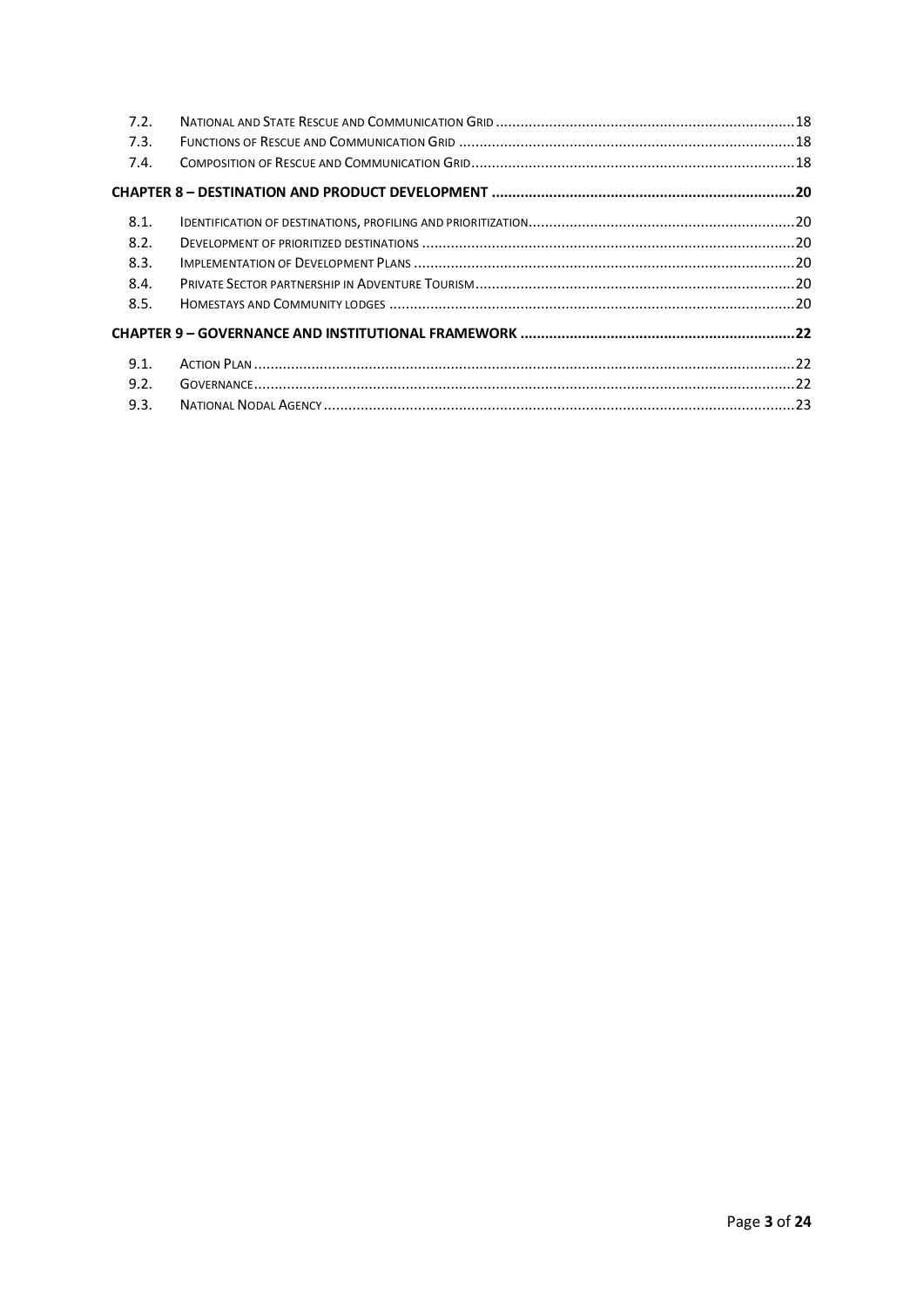7.2. National and State Rescue and Communication Grid ........ 18
7.3. Functions of Rescue and Communication Grid ........ 18
7.4. Composition of Rescue and Communication Grid ........ 18

**Chapter 8 – Destination and Product Development ........ 20**

8.1. Identification of destinations, profiling and prioritization ........ 20
8.2. Development of prioritized destinations ........ 20
8.3. Implementation of Development Plans ........ 20
8.4. Private Sector partnership in Adventure Tourism ........ 20
8.5. Homestays and Community lodges ........ 20

**Chapter 9 – Governance and Institutional Framework ........ 22**

9.1. Action Plan ........ 22
9.2. Governance ........ 22
9.3. National Nodal Agency ........ 23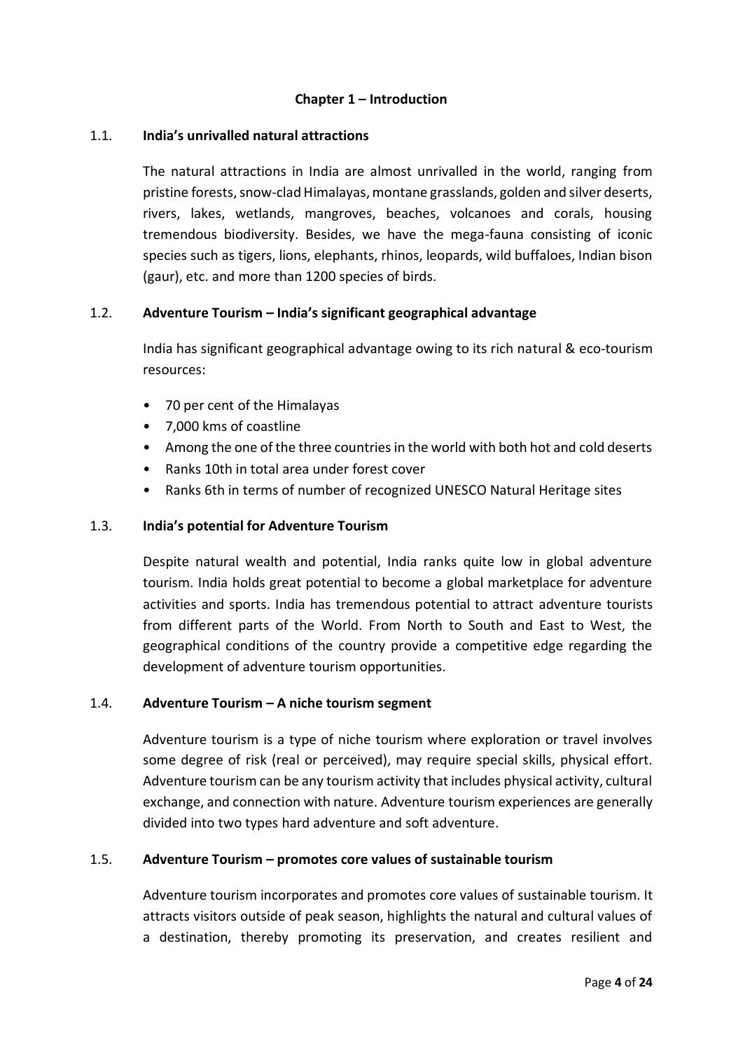# Chapter 1 – Introduction

## 1.1. India's unrivalled natural attractions

The natural attractions in India are almost unrivalled in the world, ranging from pristine forests, snow-clad Himalayas, montane grasslands, golden and silver deserts, rivers, lakes, wetlands, mangroves, beaches, volcanoes and corals, housing tremendous biodiversity. Besides, we have the mega-fauna consisting of iconic species such as tigers, lions, elephants, rhinos, leopards, wild buffaloes, Indian bison (gaur), etc. and more than 1200 species of birds.

## 1.2. Adventure Tourism – India's significant geographical advantage

India has significant geographical advantage owing to its rich natural & eco-tourism resources:

- 70 per cent of the Himalayas
- 7,000 kms of coastline
- Among the one of the three countries in the world with both hot and cold deserts
- Ranks 10th in total area under forest cover
- Ranks 6th in terms of number of recognized UNESCO Natural Heritage sites

## 1.3. India's potential for Adventure Tourism

Despite natural wealth and potential, India ranks quite low in global adventure tourism. India holds great potential to become a global marketplace for adventure activities and sports. India has tremendous potential to attract adventure tourists from different parts of the World. From North to South and East to West, the geographical conditions of the country provide a competitive edge regarding the development of adventure tourism opportunities.

## 1.4. Adventure Tourism – A niche tourism segment

Adventure tourism is a type of niche tourism where exploration or travel involves some degree of risk (real or perceived), may require special skills, physical effort. Adventure tourism can be any tourism activity that includes physical activity, cultural exchange, and connection with nature. Adventure tourism experiences are generally divided into two types hard adventure and soft adventure.

## 1.5. Adventure Tourism – promotes core values of sustainable tourism

Adventure tourism incorporates and promotes core values of sustainable tourism. It attracts visitors outside of peak season, highlights the natural and cultural values of a destination, thereby promoting its preservation, and creates resilient and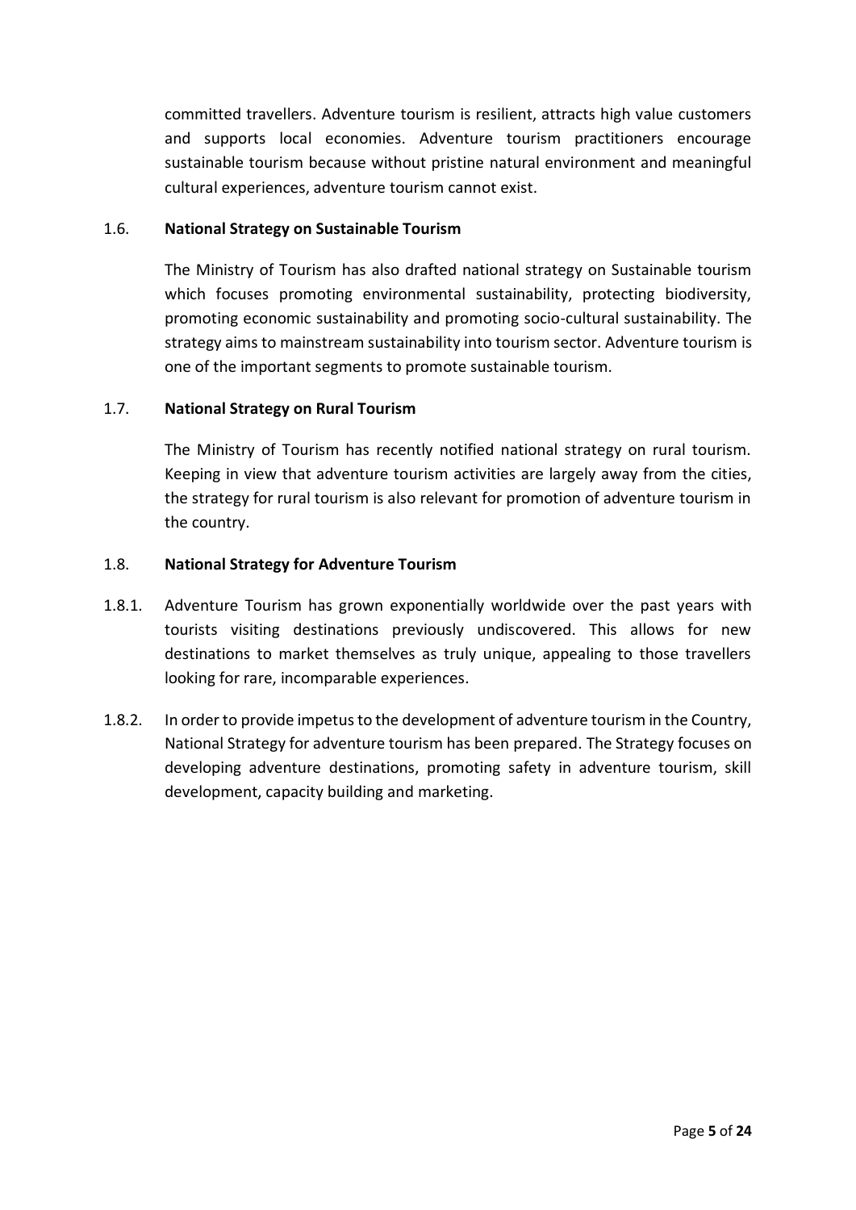committed travellers. Adventure tourism is resilient, attracts high value customers and supports local economies. Adventure tourism practitioners encourage sustainable tourism because without pristine natural environment and meaningful cultural experiences, adventure tourism cannot exist.

## 1.6. National Strategy on Sustainable Tourism

The Ministry of Tourism has also drafted national strategy on Sustainable tourism which focuses promoting environmental sustainability, protecting biodiversity, promoting economic sustainability and promoting socio-cultural sustainability. The strategy aims to mainstream sustainability into tourism sector. Adventure tourism is one of the important segments to promote sustainable tourism.

## 1.7. National Strategy on Rural Tourism

The Ministry of Tourism has recently notified national strategy on rural tourism. Keeping in view that adventure tourism activities are largely away from the cities, the strategy for rural tourism is also relevant for promotion of adventure tourism in the country.

## 1.8. National Strategy for Adventure Tourism

1.8.1. Adventure Tourism has grown exponentially worldwide over the past years with tourists visiting destinations previously undiscovered. This allows for new destinations to market themselves as truly unique, appealing to those travellers looking for rare, incomparable experiences.

1.8.2. In order to provide impetus to the development of adventure tourism in the Country, National Strategy for adventure tourism has been prepared. The Strategy focuses on developing adventure destinations, promoting safety in adventure tourism, skill development, capacity building and marketing.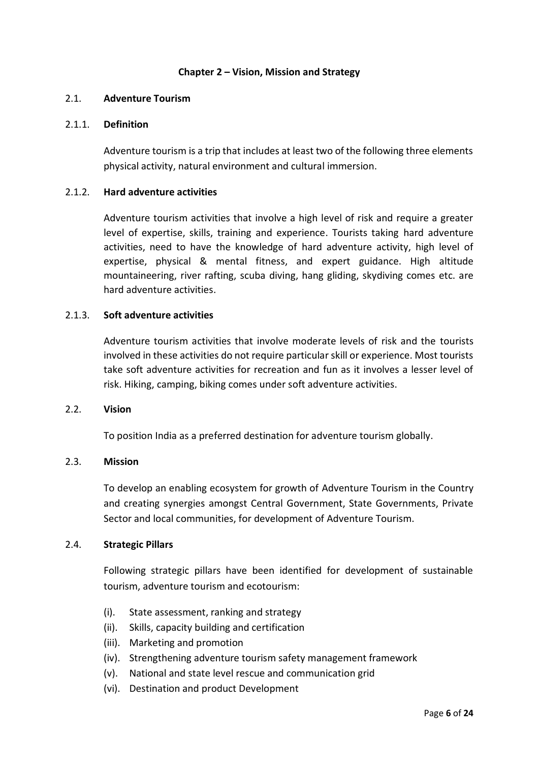# Chapter 2 – Vision, Mission and Strategy

## 2.1. Adventure Tourism

### 2.1.1. Definition

Adventure tourism is a trip that includes at least two of the following three elements physical activity, natural environment and cultural immersion.

### 2.1.2. Hard adventure activities

Adventure tourism activities that involve a high level of risk and require a greater level of expertise, skills, training and experience. Tourists taking hard adventure activities, need to have the knowledge of hard adventure activity, high level of expertise, physical & mental fitness, and expert guidance. High altitude mountaineering, river rafting, scuba diving, hang gliding, skydiving comes etc. are hard adventure activities.

### 2.1.3. Soft adventure activities

Adventure tourism activities that involve moderate levels of risk and the tourists involved in these activities do not require particular skill or experience. Most tourists take soft adventure activities for recreation and fun as it involves a lesser level of risk. Hiking, camping, biking comes under soft adventure activities.

## 2.2. Vision

To position India as a preferred destination for adventure tourism globally.

## 2.3. Mission

To develop an enabling ecosystem for growth of Adventure Tourism in the Country and creating synergies amongst Central Government, State Governments, Private Sector and local communities, for development of Adventure Tourism.

## 2.4. Strategic Pillars

Following strategic pillars have been identified for development of sustainable tourism, adventure tourism and ecotourism:

(i). State assessment, ranking and strategy
(ii). Skills, capacity building and certification
(iii). Marketing and promotion
(iv). Strengthening adventure tourism safety management framework
(v). National and state level rescue and communication grid
(vi). Destination and product Development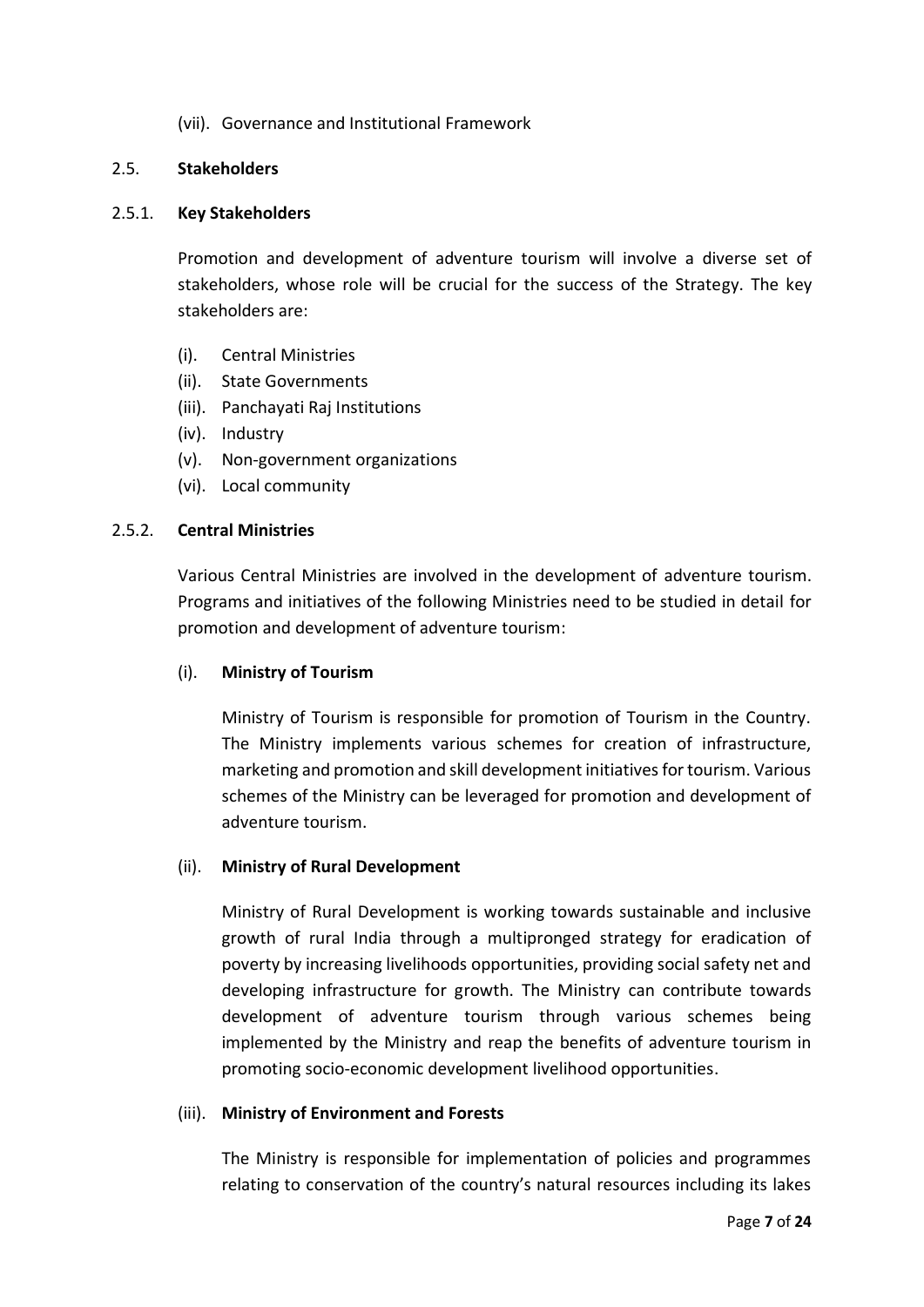(vii). Governance and Institutional Framework

### 2.5. **Stakeholders**

#### 2.5.1. **Key Stakeholders**

Promotion and development of adventure tourism will involve a diverse set of stakeholders, whose role will be crucial for the success of the Strategy. The key stakeholders are:

(i). Central Ministries
(ii). State Governments
(iii). Panchayati Raj Institutions
(iv). Industry
(v). Non-government organizations
(vi). Local community

#### 2.5.2. **Central Ministries**

Various Central Ministries are involved in the development of adventure tourism. Programs and initiatives of the following Ministries need to be studied in detail for promotion and development of adventure tourism:

(i). **Ministry of Tourism**

Ministry of Tourism is responsible for promotion of Tourism in the Country. The Ministry implements various schemes for creation of infrastructure, marketing and promotion and skill development initiatives for tourism. Various schemes of the Ministry can be leveraged for promotion and development of adventure tourism.

(ii). **Ministry of Rural Development**

Ministry of Rural Development is working towards sustainable and inclusive growth of rural India through a multipronged strategy for eradication of poverty by increasing livelihoods opportunities, providing social safety net and developing infrastructure for growth. The Ministry can contribute towards development of adventure tourism through various schemes being implemented by the Ministry and reap the benefits of adventure tourism in promoting socio-economic development livelihood opportunities.

(iii). **Ministry of Environment and Forests**

The Ministry is responsible for implementation of policies and programmes relating to conservation of the country's natural resources including its lakes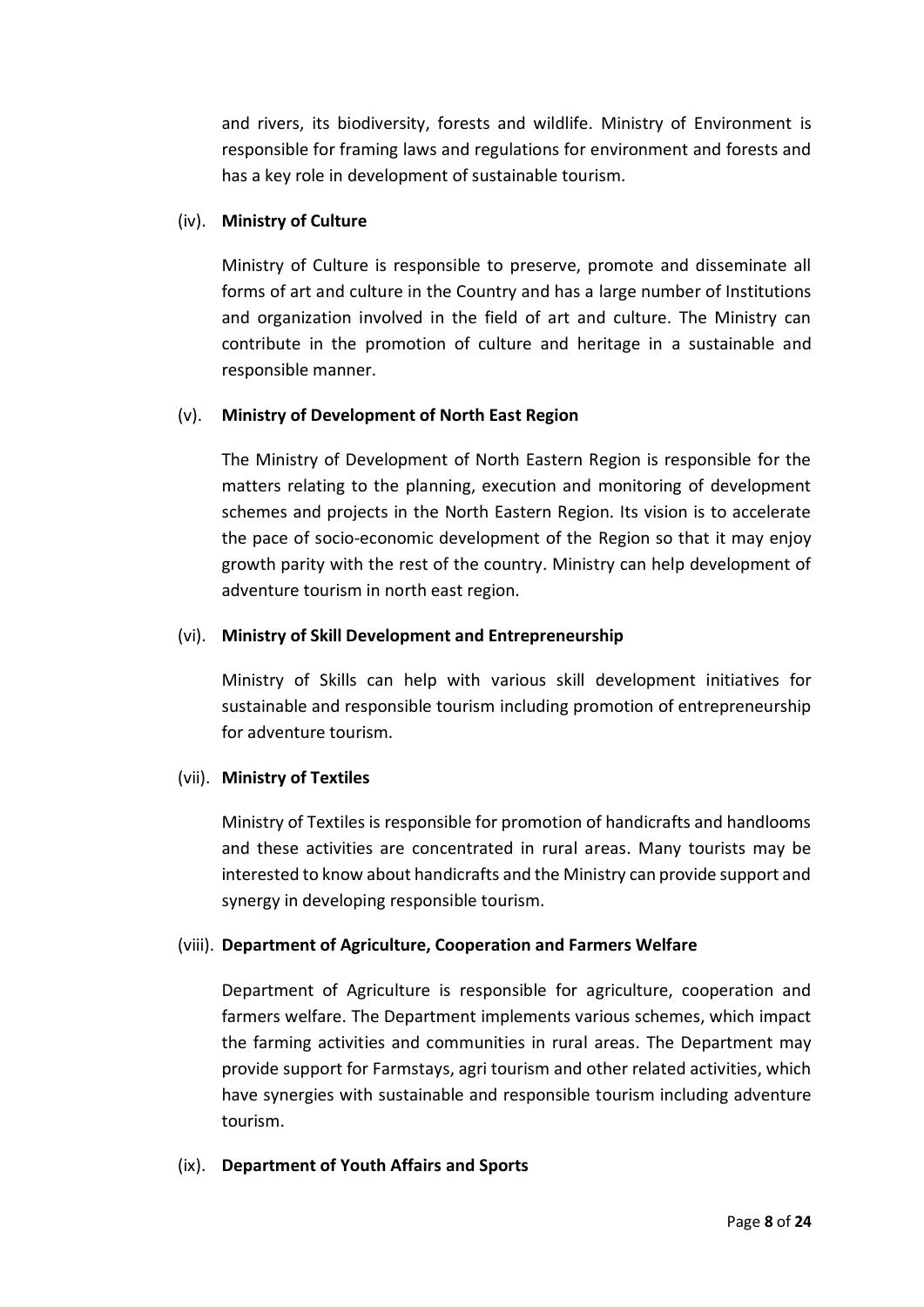and rivers, its biodiversity, forests and wildlife. Ministry of Environment is responsible for framing laws and regulations for environment and forests and has a key role in development of sustainable tourism.

(iv). **Ministry of Culture**

Ministry of Culture is responsible to preserve, promote and disseminate all forms of art and culture in the Country and has a large number of Institutions and organization involved in the field of art and culture. The Ministry can contribute in the promotion of culture and heritage in a sustainable and responsible manner.

(v). **Ministry of Development of North East Region**

The Ministry of Development of North Eastern Region is responsible for the matters relating to the planning, execution and monitoring of development schemes and projects in the North Eastern Region. Its vision is to accelerate the pace of socio-economic development of the Region so that it may enjoy growth parity with the rest of the country. Ministry can help development of adventure tourism in north east region.

(vi). **Ministry of Skill Development and Entrepreneurship**

Ministry of Skills can help with various skill development initiatives for sustainable and responsible tourism including promotion of entrepreneurship for adventure tourism.

(vii). **Ministry of Textiles**

Ministry of Textiles is responsible for promotion of handicrafts and handlooms and these activities are concentrated in rural areas. Many tourists may be interested to know about handicrafts and the Ministry can provide support and synergy in developing responsible tourism.

(viii). **Department of Agriculture, Cooperation and Farmers Welfare**

Department of Agriculture is responsible for agriculture, cooperation and farmers welfare. The Department implements various schemes, which impact the farming activities and communities in rural areas. The Department may provide support for Farmstays, agri tourism and other related activities, which have synergies with sustainable and responsible tourism including adventure tourism.

(ix). **Department of Youth Affairs and Sports**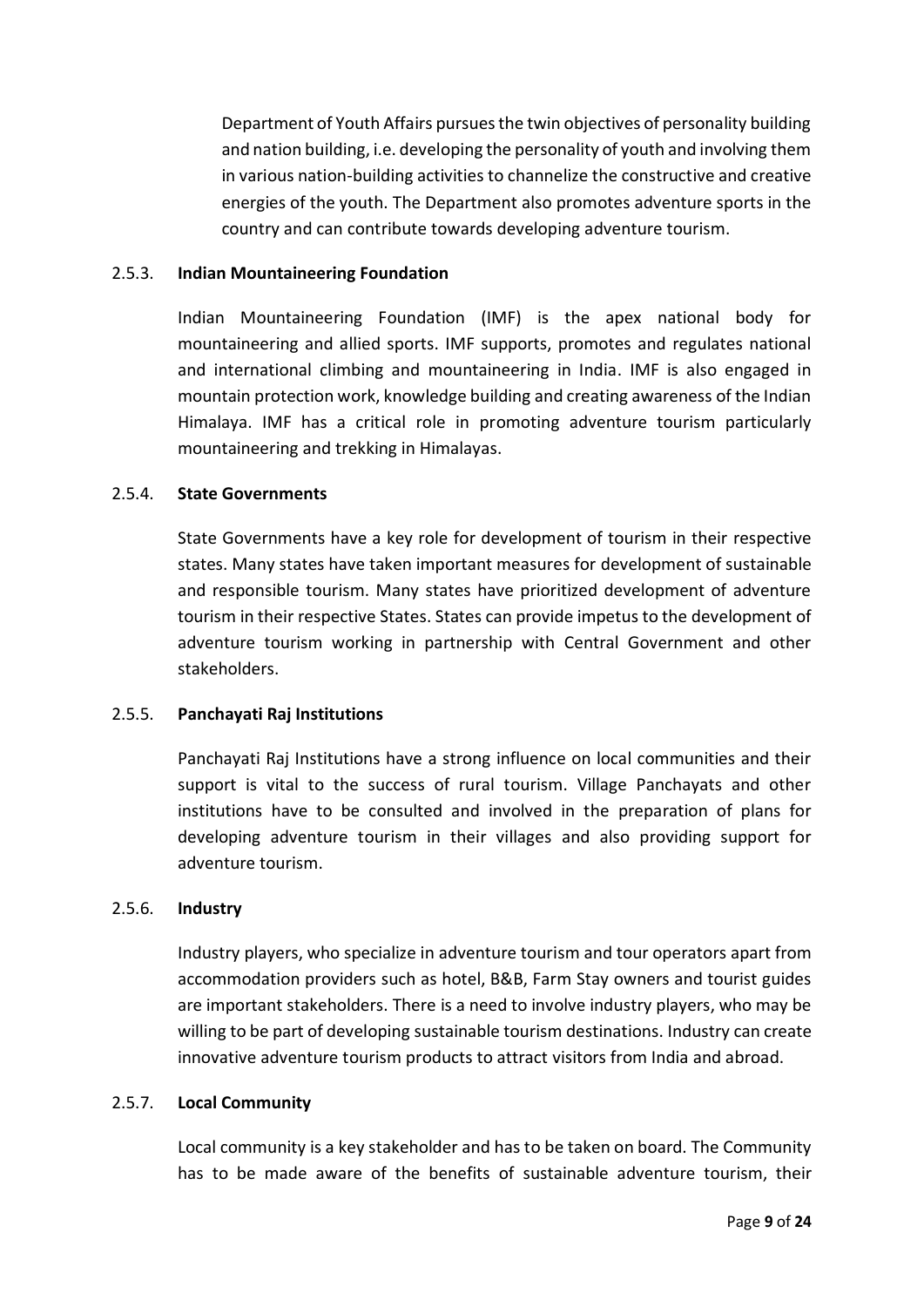Department of Youth Affairs pursues the twin objectives of personality building and nation building, i.e. developing the personality of youth and involving them in various nation-building activities to channelize the constructive and creative energies of the youth. The Department also promotes adventure sports in the country and can contribute towards developing adventure tourism.

#### 2.5.3. Indian Mountaineering Foundation

Indian Mountaineering Foundation (IMF) is the apex national body for mountaineering and allied sports. IMF supports, promotes and regulates national and international climbing and mountaineering in India. IMF is also engaged in mountain protection work, knowledge building and creating awareness of the Indian Himalaya. IMF has a critical role in promoting adventure tourism particularly mountaineering and trekking in Himalayas.

#### 2.5.4. State Governments

State Governments have a key role for development of tourism in their respective states. Many states have taken important measures for development of sustainable and responsible tourism. Many states have prioritized development of adventure tourism in their respective States. States can provide impetus to the development of adventure tourism working in partnership with Central Government and other stakeholders.

#### 2.5.5. Panchayati Raj Institutions

Panchayati Raj Institutions have a strong influence on local communities and their support is vital to the success of rural tourism. Village Panchayats and other institutions have to be consulted and involved in the preparation of plans for developing adventure tourism in their villages and also providing support for adventure tourism.

#### 2.5.6. Industry

Industry players, who specialize in adventure tourism and tour operators apart from accommodation providers such as hotel, B&B, Farm Stay owners and tourist guides are important stakeholders. There is a need to involve industry players, who may be willing to be part of developing sustainable tourism destinations. Industry can create innovative adventure tourism products to attract visitors from India and abroad.

#### 2.5.7. Local Community

Local community is a key stakeholder and has to be taken on board. The Community has to be made aware of the benefits of sustainable adventure tourism, their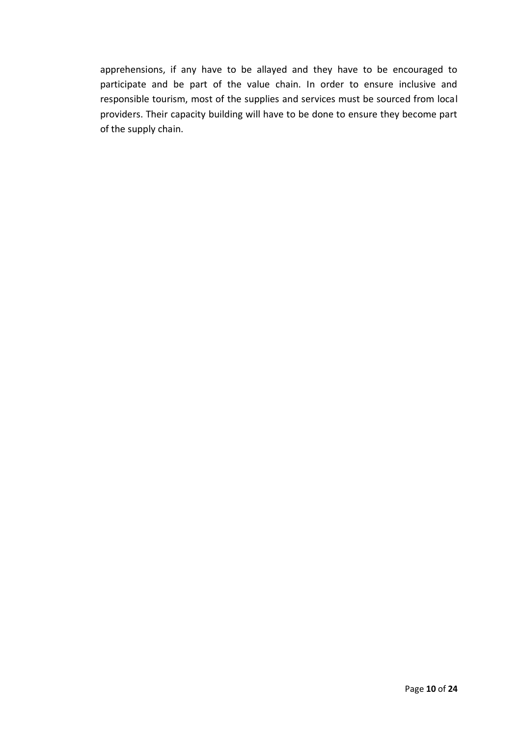apprehensions, if any have to be allayed and they have to be encouraged to participate and be part of the value chain. In order to ensure inclusive and responsible tourism, most of the supplies and services must be sourced from local providers. Their capacity building will have to be done to ensure they become part of the supply chain.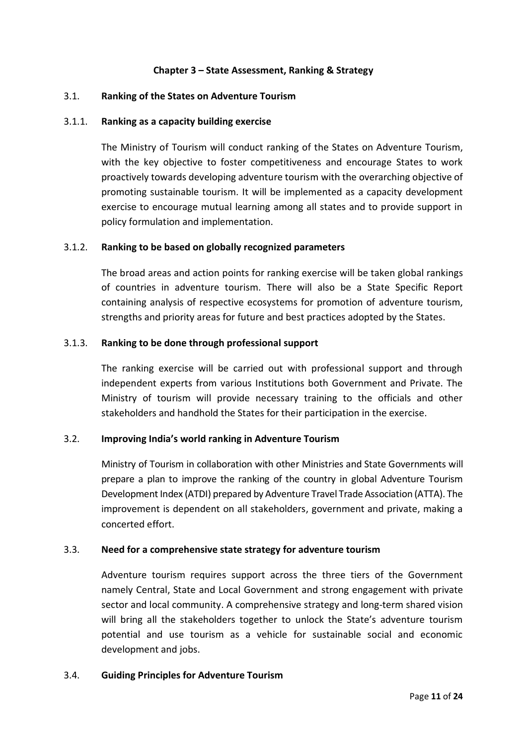## Chapter 3 – State Assessment, Ranking & Strategy

### 3.1. Ranking of the States on Adventure Tourism

#### 3.1.1. Ranking as a capacity building exercise

The Ministry of Tourism will conduct ranking of the States on Adventure Tourism, with the key objective to foster competitiveness and encourage States to work proactively towards developing adventure tourism with the overarching objective of promoting sustainable tourism. It will be implemented as a capacity development exercise to encourage mutual learning among all states and to provide support in policy formulation and implementation.

#### 3.1.2. Ranking to be based on globally recognized parameters

The broad areas and action points for ranking exercise will be taken global rankings of countries in adventure tourism. There will also be a State Specific Report containing analysis of respective ecosystems for promotion of adventure tourism, strengths and priority areas for future and best practices adopted by the States.

#### 3.1.3. Ranking to be done through professional support

The ranking exercise will be carried out with professional support and through independent experts from various Institutions both Government and Private. The Ministry of tourism will provide necessary training to the officials and other stakeholders and handhold the States for their participation in the exercise.

### 3.2. Improving India's world ranking in Adventure Tourism

Ministry of Tourism in collaboration with other Ministries and State Governments will prepare a plan to improve the ranking of the country in global Adventure Tourism Development Index (ATDI) prepared by Adventure Travel Trade Association (ATTA). The improvement is dependent on all stakeholders, government and private, making a concerted effort.

### 3.3. Need for a comprehensive state strategy for adventure tourism

Adventure tourism requires support across the three tiers of the Government namely Central, State and Local Government and strong engagement with private sector and local community. A comprehensive strategy and long-term shared vision will bring all the stakeholders together to unlock the State's adventure tourism potential and use tourism as a vehicle for sustainable social and economic development and jobs.

### 3.4. Guiding Principles for Adventure Tourism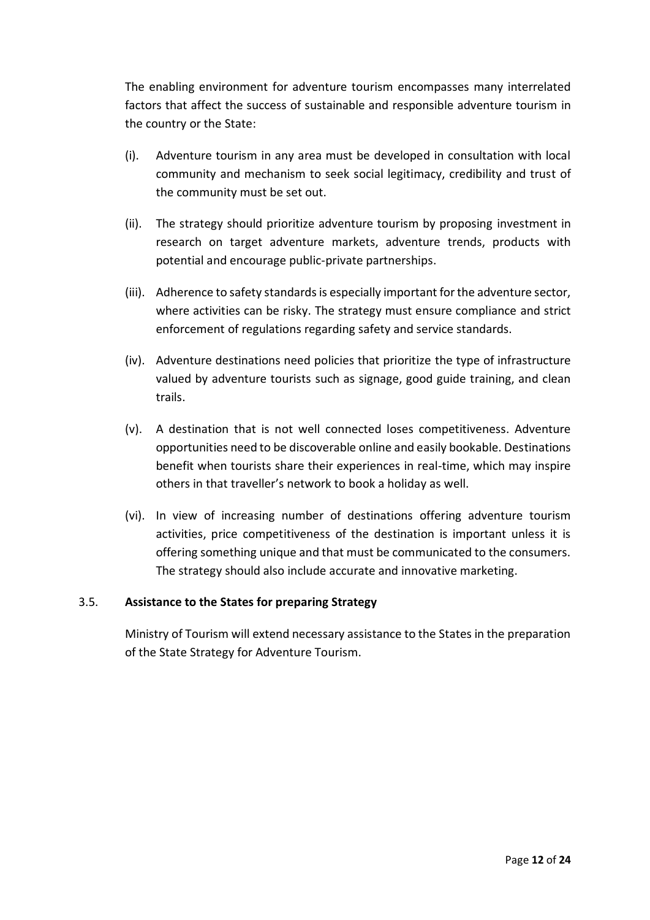The enabling environment for adventure tourism encompasses many interrelated factors that affect the success of sustainable and responsible adventure tourism in the country or the State:

(i). Adventure tourism in any area must be developed in consultation with local community and mechanism to seek social legitimacy, credibility and trust of the community must be set out.

(ii). The strategy should prioritize adventure tourism by proposing investment in research on target adventure markets, adventure trends, products with potential and encourage public-private partnerships.

(iii). Adherence to safety standards is especially important for the adventure sector, where activities can be risky. The strategy must ensure compliance and strict enforcement of regulations regarding safety and service standards.

(iv). Adventure destinations need policies that prioritize the type of infrastructure valued by adventure tourists such as signage, good guide training, and clean trails.

(v). A destination that is not well connected loses competitiveness. Adventure opportunities need to be discoverable online and easily bookable. Destinations benefit when tourists share their experiences in real-time, which may inspire others in that traveller's network to book a holiday as well.

(vi). In view of increasing number of destinations offering adventure tourism activities, price competitiveness of the destination is important unless it is offering something unique and that must be communicated to the consumers. The strategy should also include accurate and innovative marketing.

### 3.5. **Assistance to the States for preparing Strategy**

Ministry of Tourism will extend necessary assistance to the States in the preparation of the State Strategy for Adventure Tourism.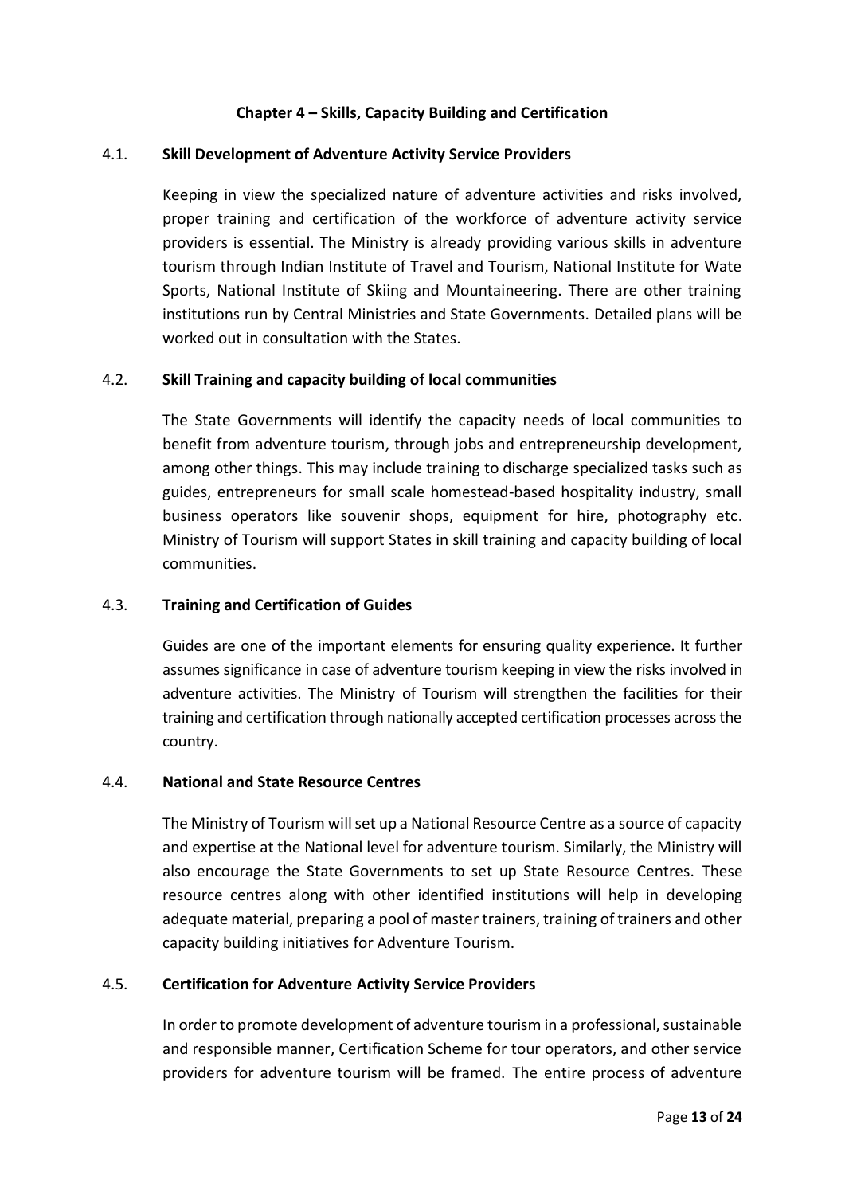## Chapter 4 – Skills, Capacity Building and Certification

### 4.1. Skill Development of Adventure Activity Service Providers

Keeping in view the specialized nature of adventure activities and risks involved, proper training and certification of the workforce of adventure activity service providers is essential. The Ministry is already providing various skills in adventure tourism through Indian Institute of Travel and Tourism, National Institute for Wate Sports, National Institute of Skiing and Mountaineering. There are other training institutions run by Central Ministries and State Governments. Detailed plans will be worked out in consultation with the States.

### 4.2. Skill Training and capacity building of local communities

The State Governments will identify the capacity needs of local communities to benefit from adventure tourism, through jobs and entrepreneurship development, among other things. This may include training to discharge specialized tasks such as guides, entrepreneurs for small scale homestead-based hospitality industry, small business operators like souvenir shops, equipment for hire, photography etc. Ministry of Tourism will support States in skill training and capacity building of local communities.

### 4.3. Training and Certification of Guides

Guides are one of the important elements for ensuring quality experience. It further assumes significance in case of adventure tourism keeping in view the risks involved in adventure activities. The Ministry of Tourism will strengthen the facilities for their training and certification through nationally accepted certification processes across the country.

### 4.4. National and State Resource Centres

The Ministry of Tourism will set up a National Resource Centre as a source of capacity and expertise at the National level for adventure tourism. Similarly, the Ministry will also encourage the State Governments to set up State Resource Centres. These resource centres along with other identified institutions will help in developing adequate material, preparing a pool of master trainers, training of trainers and other capacity building initiatives for Adventure Tourism.

### 4.5. Certification for Adventure Activity Service Providers

In order to promote development of adventure tourism in a professional, sustainable and responsible manner, Certification Scheme for tour operators, and other service providers for adventure tourism will be framed. The entire process of adventure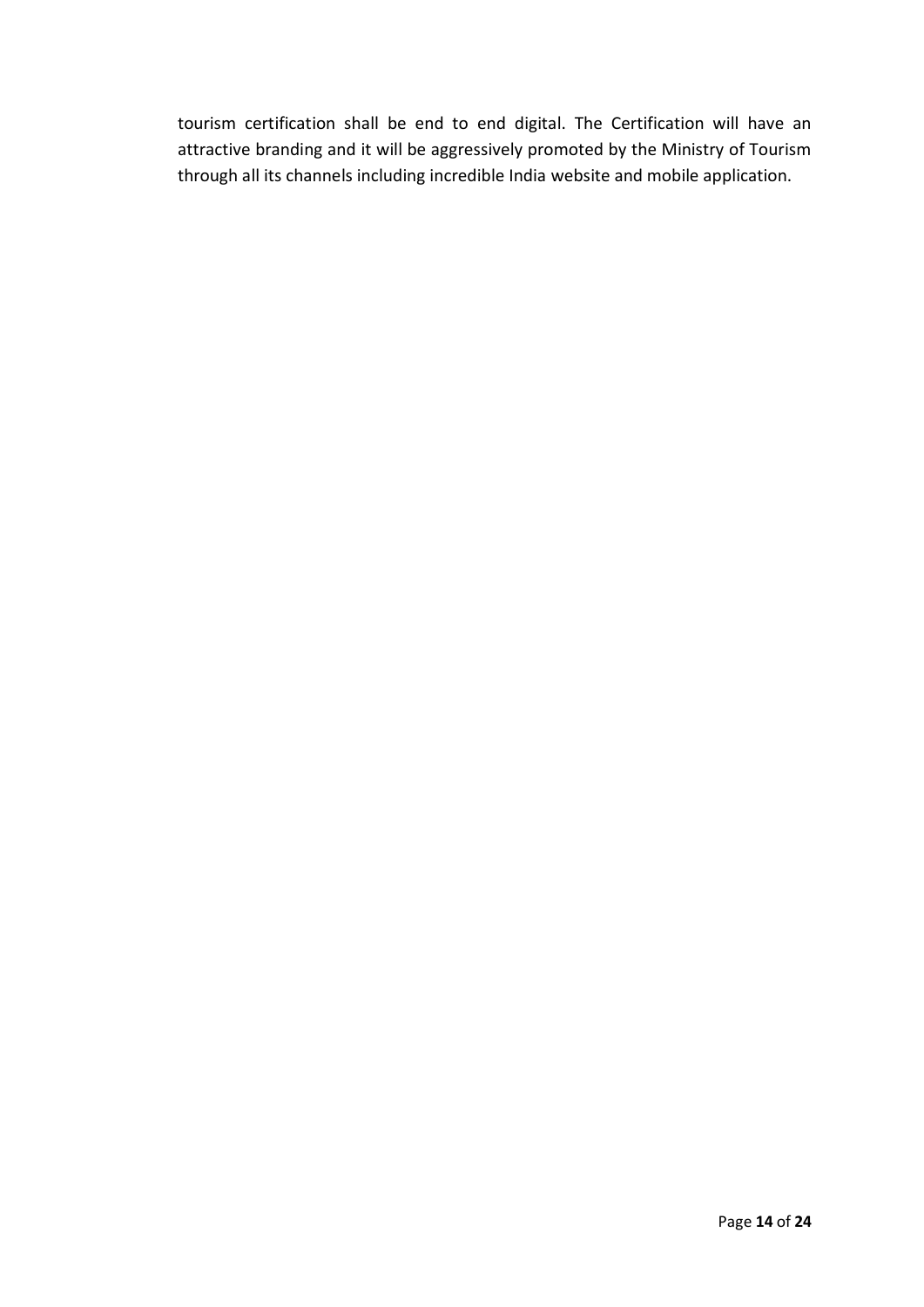tourism certification shall be end to end digital. The Certification will have an attractive branding and it will be aggressively promoted by the Ministry of Tourism through all its channels including incredible India website and mobile application.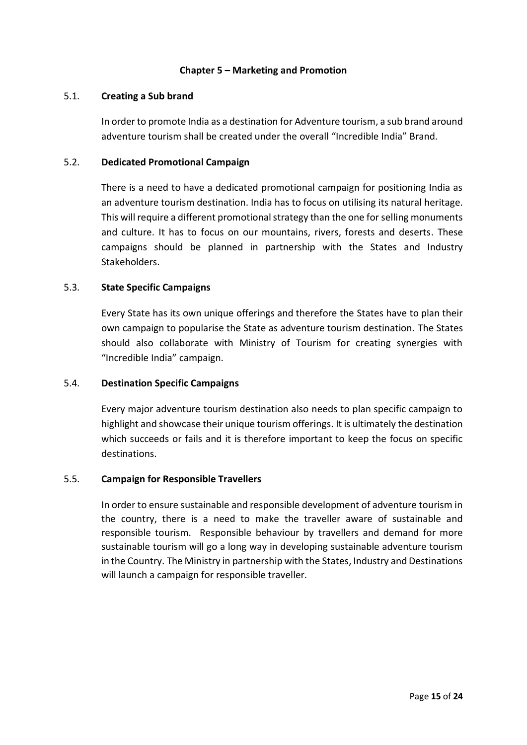## Chapter 5 – Marketing and Promotion

### 5.1. Creating a Sub brand

In order to promote India as a destination for Adventure tourism, a sub brand around adventure tourism shall be created under the overall "Incredible India" Brand.

### 5.2. Dedicated Promotional Campaign

There is a need to have a dedicated promotional campaign for positioning India as an adventure tourism destination. India has to focus on utilising its natural heritage. This will require a different promotional strategy than the one for selling monuments and culture. It has to focus on our mountains, rivers, forests and deserts. These campaigns should be planned in partnership with the States and Industry Stakeholders.

### 5.3. State Specific Campaigns

Every State has its own unique offerings and therefore the States have to plan their own campaign to popularise the State as adventure tourism destination. The States should also collaborate with Ministry of Tourism for creating synergies with "Incredible India" campaign.

### 5.4. Destination Specific Campaigns

Every major adventure tourism destination also needs to plan specific campaign to highlight and showcase their unique tourism offerings. It is ultimately the destination which succeeds or fails and it is therefore important to keep the focus on specific destinations.

### 5.5. Campaign for Responsible Travellers

In order to ensure sustainable and responsible development of adventure tourism in the country, there is a need to make the traveller aware of sustainable and responsible tourism. Responsible behaviour by travellers and demand for more sustainable tourism will go a long way in developing sustainable adventure tourism in the Country. The Ministry in partnership with the States, Industry and Destinations will launch a campaign for responsible traveller.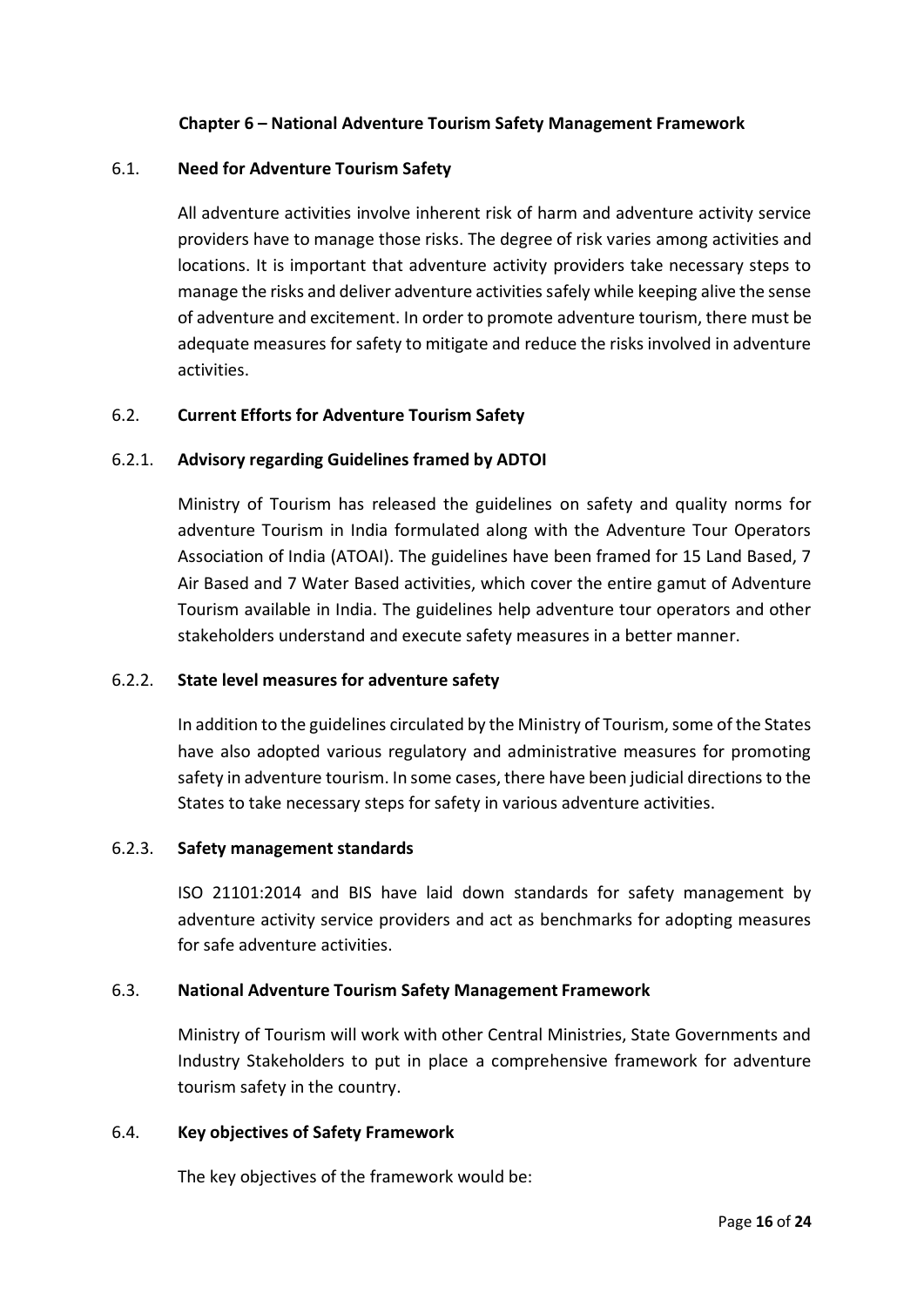## Chapter 6 – National Adventure Tourism Safety Management Framework

### 6.1. Need for Adventure Tourism Safety

All adventure activities involve inherent risk of harm and adventure activity service providers have to manage those risks. The degree of risk varies among activities and locations. It is important that adventure activity providers take necessary steps to manage the risks and deliver adventure activities safely while keeping alive the sense of adventure and excitement. In order to promote adventure tourism, there must be adequate measures for safety to mitigate and reduce the risks involved in adventure activities.

### 6.2. Current Efforts for Adventure Tourism Safety

#### 6.2.1. Advisory regarding Guidelines framed by ADTOI

Ministry of Tourism has released the guidelines on safety and quality norms for adventure Tourism in India formulated along with the Adventure Tour Operators Association of India (ATOAI). The guidelines have been framed for 15 Land Based, 7 Air Based and 7 Water Based activities, which cover the entire gamut of Adventure Tourism available in India. The guidelines help adventure tour operators and other stakeholders understand and execute safety measures in a better manner.

#### 6.2.2. State level measures for adventure safety

In addition to the guidelines circulated by the Ministry of Tourism, some of the States have also adopted various regulatory and administrative measures for promoting safety in adventure tourism. In some cases, there have been judicial directions to the States to take necessary steps for safety in various adventure activities.

#### 6.2.3. Safety management standards

ISO 21101:2014 and BIS have laid down standards for safety management by adventure activity service providers and act as benchmarks for adopting measures for safe adventure activities.

### 6.3. National Adventure Tourism Safety Management Framework

Ministry of Tourism will work with other Central Ministries, State Governments and Industry Stakeholders to put in place a comprehensive framework for adventure tourism safety in the country.

### 6.4. Key objectives of Safety Framework

The key objectives of the framework would be: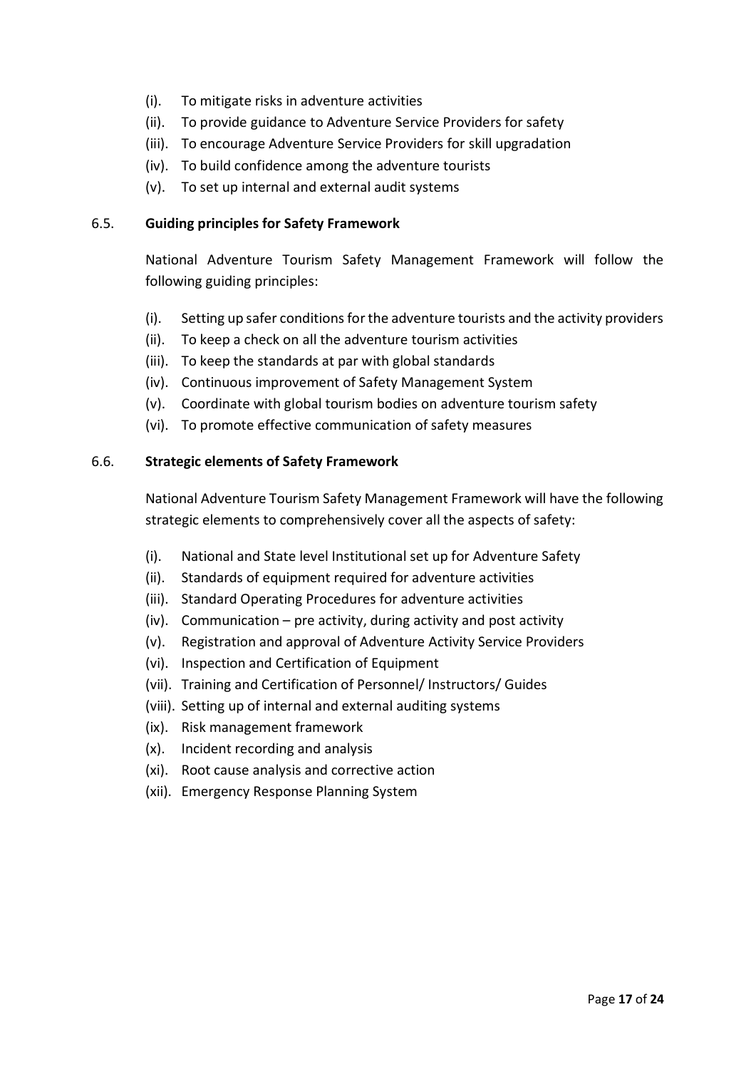(i). To mitigate risks in adventure activities
(ii). To provide guidance to Adventure Service Providers for safety
(iii). To encourage Adventure Service Providers for skill upgradation
(iv). To build confidence among the adventure tourists
(v). To set up internal and external audit systems

## 6.5. Guiding principles for Safety Framework

National Adventure Tourism Safety Management Framework will follow the following guiding principles:

(i). Setting up safer conditions for the adventure tourists and the activity providers
(ii). To keep a check on all the adventure tourism activities
(iii). To keep the standards at par with global standards
(iv). Continuous improvement of Safety Management System
(v). Coordinate with global tourism bodies on adventure tourism safety
(vi). To promote effective communication of safety measures

## 6.6. Strategic elements of Safety Framework

National Adventure Tourism Safety Management Framework will have the following strategic elements to comprehensively cover all the aspects of safety:

(i). National and State level Institutional set up for Adventure Safety
(ii). Standards of equipment required for adventure activities
(iii). Standard Operating Procedures for adventure activities
(iv). Communication – pre activity, during activity and post activity
(v). Registration and approval of Adventure Activity Service Providers
(vi). Inspection and Certification of Equipment
(vii). Training and Certification of Personnel/ Instructors/ Guides
(viii). Setting up of internal and external auditing systems
(ix). Risk management framework
(x). Incident recording and analysis
(xi). Root cause analysis and corrective action
(xii). Emergency Response Planning System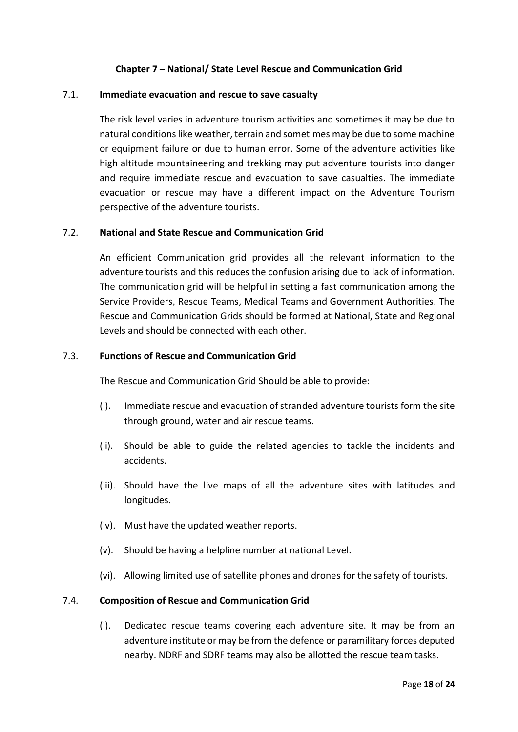## Chapter 7 – National/ State Level Rescue and Communication Grid

### 7.1. Immediate evacuation and rescue to save casualty

The risk level varies in adventure tourism activities and sometimes it may be due to natural conditions like weather, terrain and sometimes may be due to some machine or equipment failure or due to human error. Some of the adventure activities like high altitude mountaineering and trekking may put adventure tourists into danger and require immediate rescue and evacuation to save casualties. The immediate evacuation or rescue may have a different impact on the Adventure Tourism perspective of the adventure tourists.

### 7.2. National and State Rescue and Communication Grid

An efficient Communication grid provides all the relevant information to the adventure tourists and this reduces the confusion arising due to lack of information. The communication grid will be helpful in setting a fast communication among the Service Providers, Rescue Teams, Medical Teams and Government Authorities. The Rescue and Communication Grids should be formed at National, State and Regional Levels and should be connected with each other.

### 7.3. Functions of Rescue and Communication Grid

The Rescue and Communication Grid Should be able to provide:

(i). Immediate rescue and evacuation of stranded adventure tourists form the site through ground, water and air rescue teams.

(ii). Should be able to guide the related agencies to tackle the incidents and accidents.

(iii). Should have the live maps of all the adventure sites with latitudes and longitudes.

(iv). Must have the updated weather reports.

(v). Should be having a helpline number at national Level.

(vi). Allowing limited use of satellite phones and drones for the safety of tourists.

### 7.4. Composition of Rescue and Communication Grid

(i). Dedicated rescue teams covering each adventure site. It may be from an adventure institute or may be from the defence or paramilitary forces deputed nearby. NDRF and SDRF teams may also be allotted the rescue team tasks.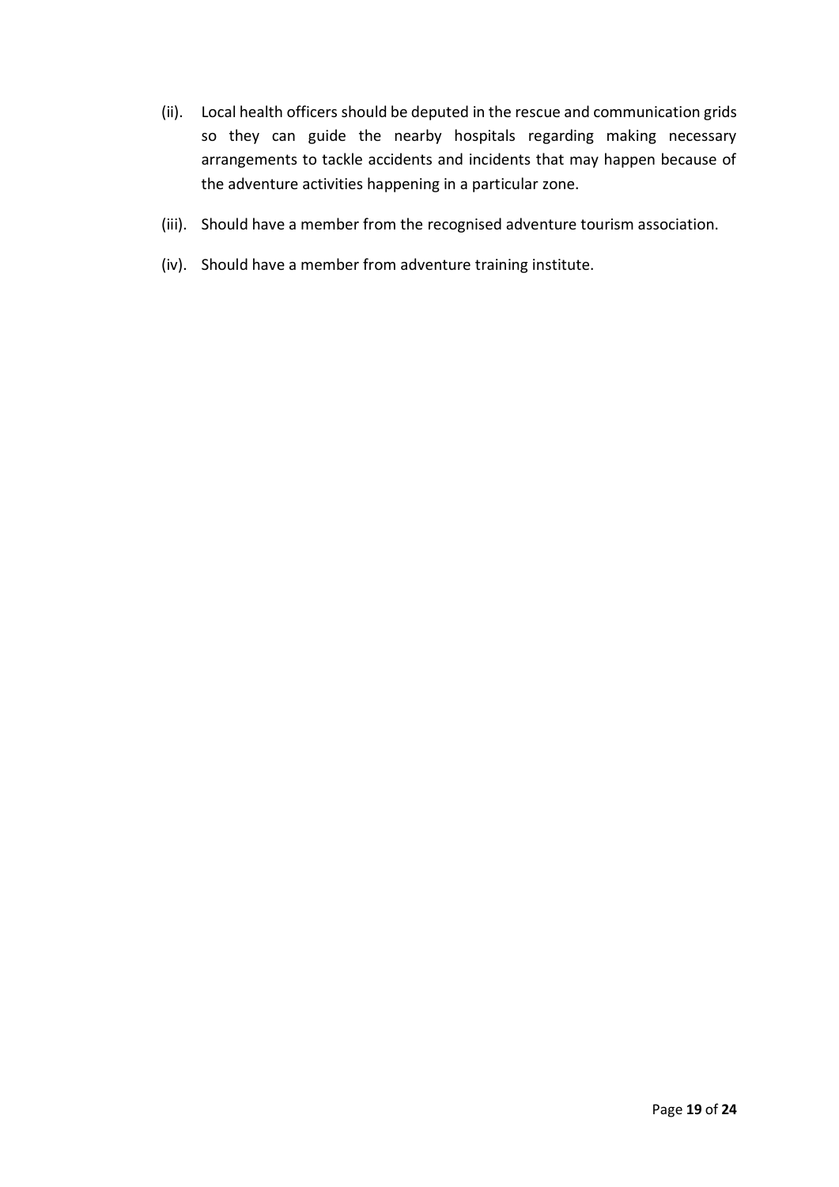(ii). Local health officers should be deputed in the rescue and communication grids so they can guide the nearby hospitals regarding making necessary arrangements to tackle accidents and incidents that may happen because of the adventure activities happening in a particular zone.

(iii). Should have a member from the recognised adventure tourism association.

(iv). Should have a member from adventure training institute.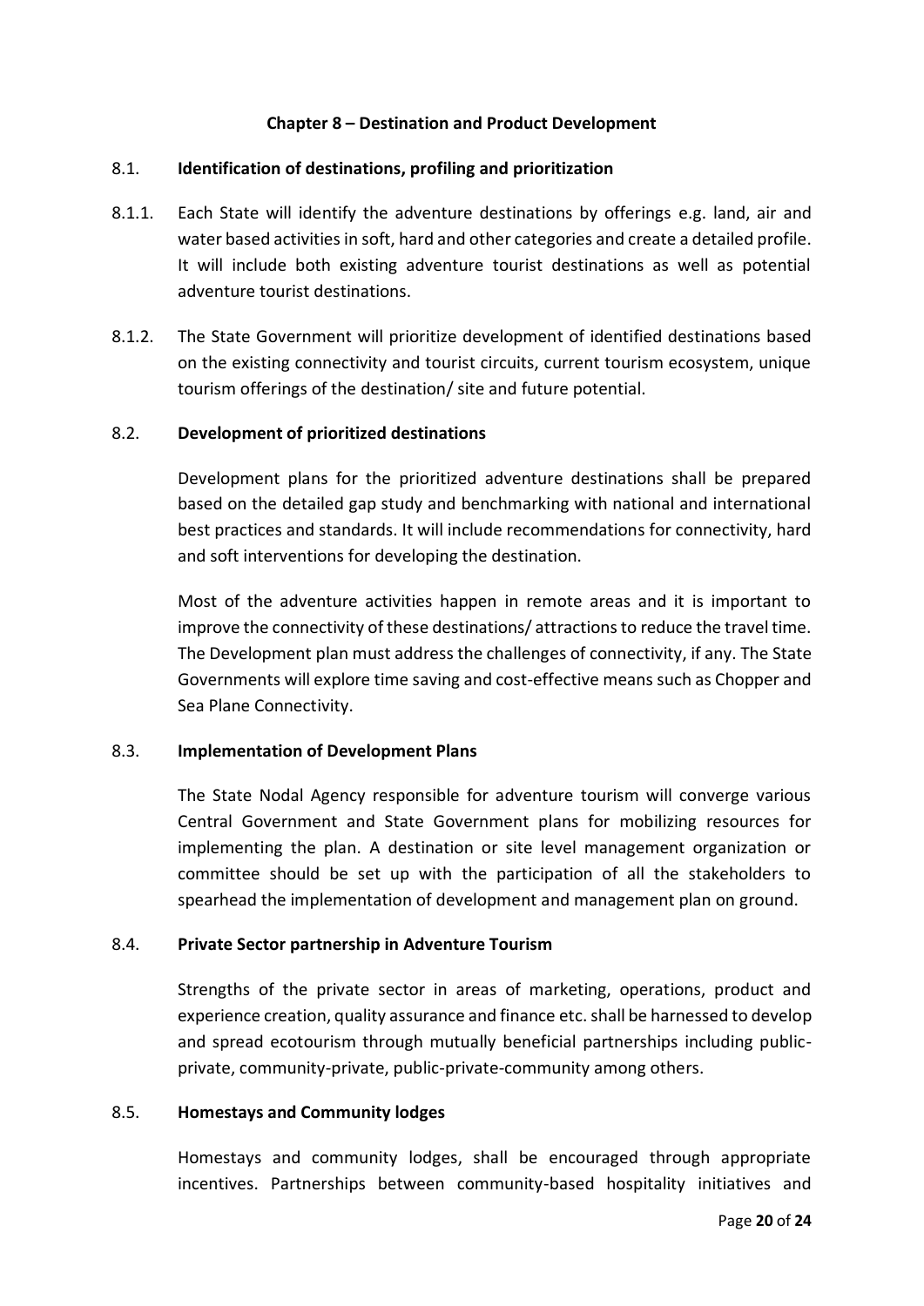## Chapter 8 – Destination and Product Development

### 8.1. Identification of destinations, profiling and prioritization

8.1.1. Each State will identify the adventure destinations by offerings e.g. land, air and water based activities in soft, hard and other categories and create a detailed profile. It will include both existing adventure tourist destinations as well as potential adventure tourist destinations.

8.1.2. The State Government will prioritize development of identified destinations based on the existing connectivity and tourist circuits, current tourism ecosystem, unique tourism offerings of the destination/ site and future potential.

### 8.2. Development of prioritized destinations

Development plans for the prioritized adventure destinations shall be prepared based on the detailed gap study and benchmarking with national and international best practices and standards. It will include recommendations for connectivity, hard and soft interventions for developing the destination.

Most of the adventure activities happen in remote areas and it is important to improve the connectivity of these destinations/ attractions to reduce the travel time. The Development plan must address the challenges of connectivity, if any. The State Governments will explore time saving and cost-effective means such as Chopper and Sea Plane Connectivity.

### 8.3. Implementation of Development Plans

The State Nodal Agency responsible for adventure tourism will converge various Central Government and State Government plans for mobilizing resources for implementing the plan. A destination or site level management organization or committee should be set up with the participation of all the stakeholders to spearhead the implementation of development and management plan on ground.

### 8.4. Private Sector partnership in Adventure Tourism

Strengths of the private sector in areas of marketing, operations, product and experience creation, quality assurance and finance etc. shall be harnessed to develop and spread ecotourism through mutually beneficial partnerships including public-private, community-private, public-private-community among others.

### 8.5. Homestays and Community lodges

Homestays and community lodges, shall be encouraged through appropriate incentives. Partnerships between community-based hospitality initiatives and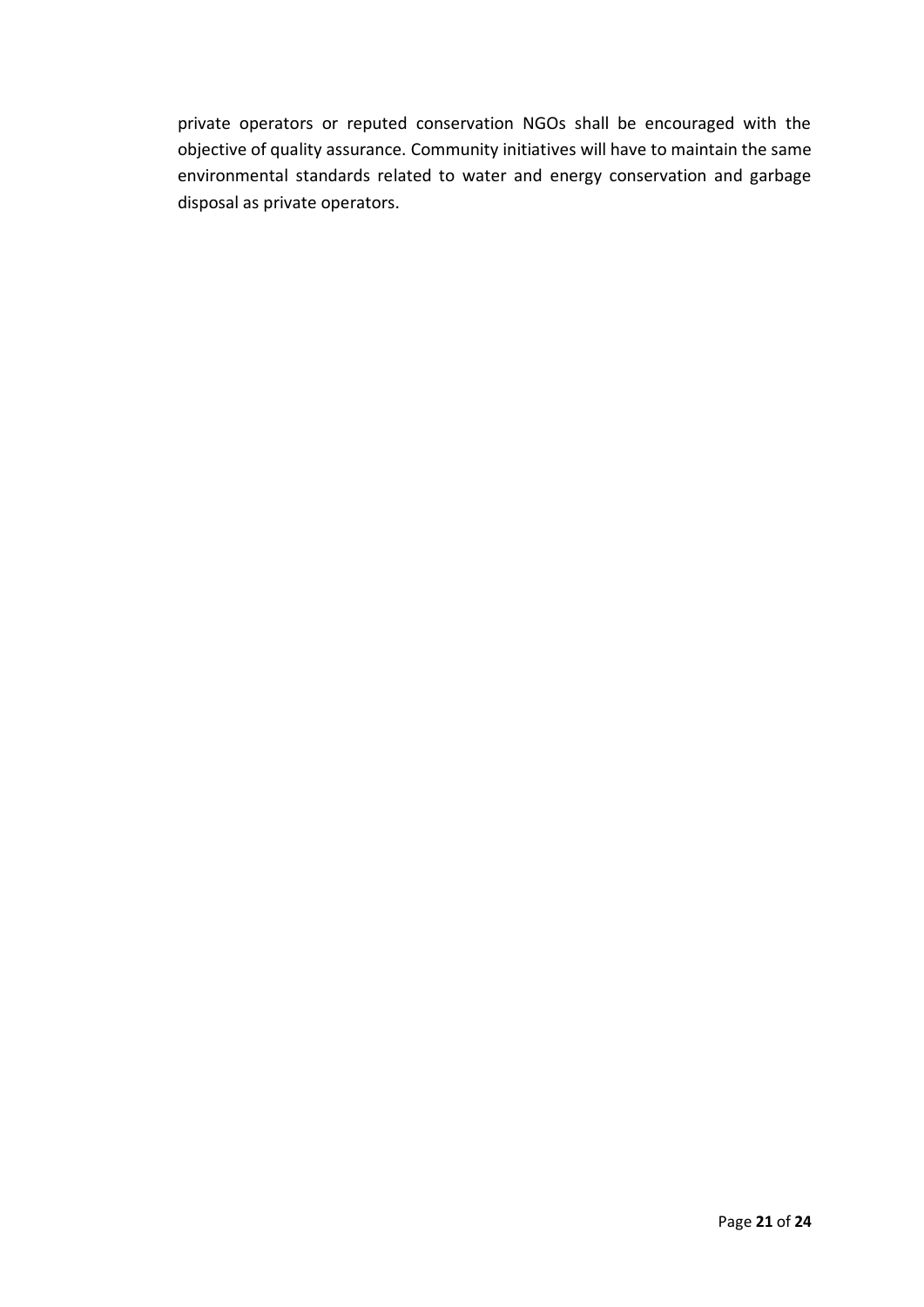private operators or reputed conservation NGOs shall be encouraged with the objective of quality assurance. Community initiatives will have to maintain the same environmental standards related to water and energy conservation and garbage disposal as private operators.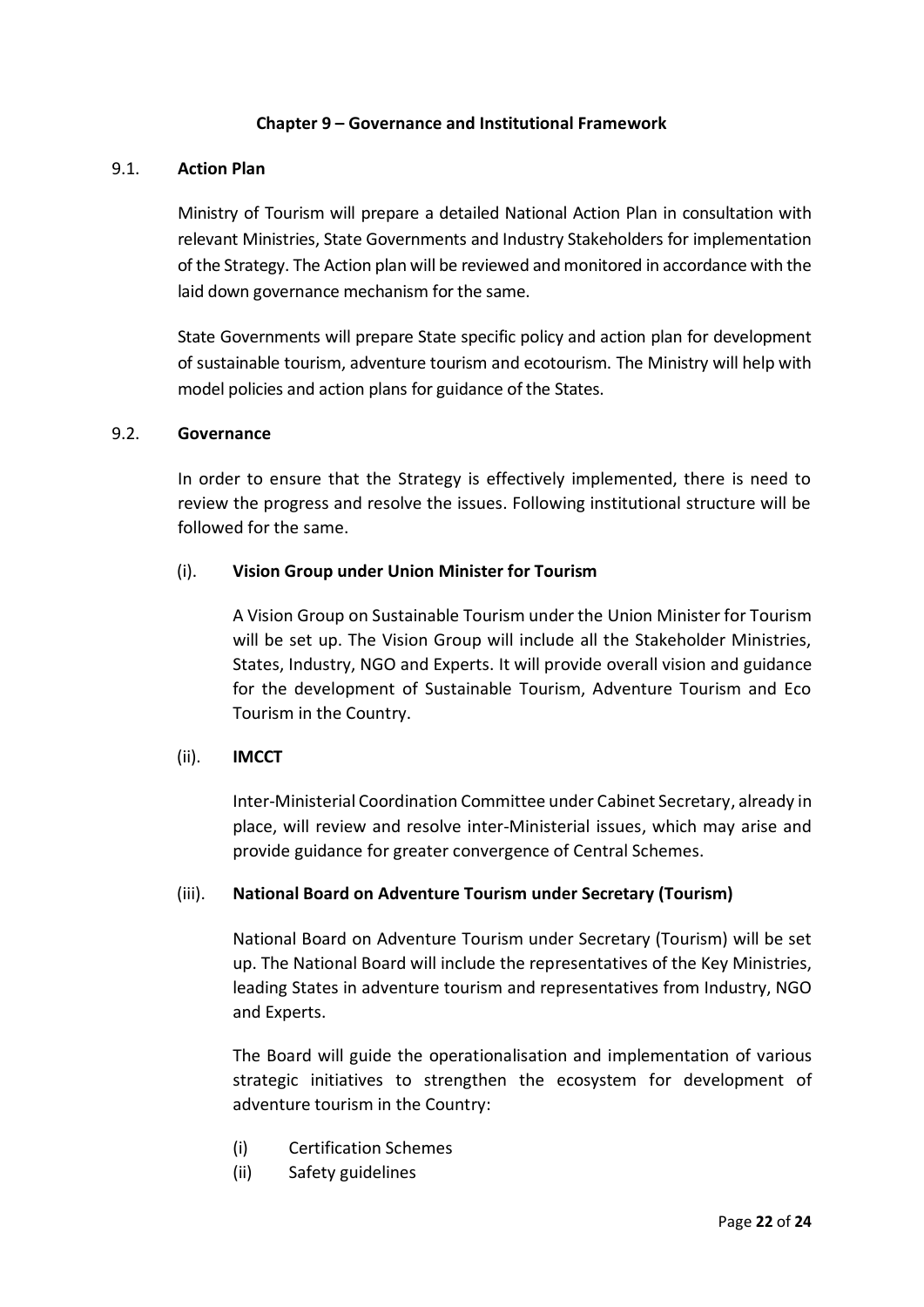## Chapter 9 – Governance and Institutional Framework

### 9.1. Action Plan

Ministry of Tourism will prepare a detailed National Action Plan in consultation with relevant Ministries, State Governments and Industry Stakeholders for implementation of the Strategy. The Action plan will be reviewed and monitored in accordance with the laid down governance mechanism for the same.

State Governments will prepare State specific policy and action plan for development of sustainable tourism, adventure tourism and ecotourism. The Ministry will help with model policies and action plans for guidance of the States.

### 9.2. Governance

In order to ensure that the Strategy is effectively implemented, there is need to review the progress and resolve the issues. Following institutional structure will be followed for the same.

#### (i). Vision Group under Union Minister for Tourism

A Vision Group on Sustainable Tourism under the Union Minister for Tourism will be set up. The Vision Group will include all the Stakeholder Ministries, States, Industry, NGO and Experts. It will provide overall vision and guidance for the development of Sustainable Tourism, Adventure Tourism and Eco Tourism in the Country.

#### (ii). IMCCT

Inter-Ministerial Coordination Committee under Cabinet Secretary, already in place, will review and resolve inter-Ministerial issues, which may arise and provide guidance for greater convergence of Central Schemes.

#### (iii). National Board on Adventure Tourism under Secretary (Tourism)

National Board on Adventure Tourism under Secretary (Tourism) will be set up. The National Board will include the representatives of the Key Ministries, leading States in adventure tourism and representatives from Industry, NGO and Experts.

The Board will guide the operationalisation and implementation of various strategic initiatives to strengthen the ecosystem for development of adventure tourism in the Country:

(i) Certification Schemes
(ii) Safety guidelines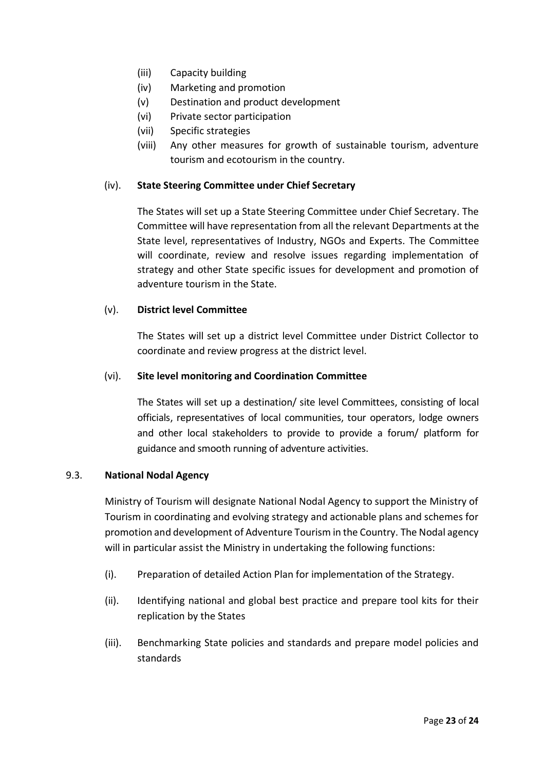(iii) Capacity building
(iv) Marketing and promotion
(v) Destination and product development
(vi) Private sector participation
(vii) Specific strategies
(viii) Any other measures for growth of sustainable tourism, adventure tourism and ecotourism in the country.

(iv). **State Steering Committee under Chief Secretary**

The States will set up a State Steering Committee under Chief Secretary. The Committee will have representation from all the relevant Departments at the State level, representatives of Industry, NGOs and Experts. The Committee will coordinate, review and resolve issues regarding implementation of strategy and other State specific issues for development and promotion of adventure tourism in the State.

(v). **District level Committee**

The States will set up a district level Committee under District Collector to coordinate and review progress at the district level.

(vi). **Site level monitoring and Coordination Committee**

The States will set up a destination/ site level Committees, consisting of local officials, representatives of local communities, tour operators, lodge owners and other local stakeholders to provide to provide a forum/ platform for guidance and smooth running of adventure activities.

9.3. **National Nodal Agency**

Ministry of Tourism will designate National Nodal Agency to support the Ministry of Tourism in coordinating and evolving strategy and actionable plans and schemes for promotion and development of Adventure Tourism in the Country. The Nodal agency will in particular assist the Ministry in undertaking the following functions:

(i). Preparation of detailed Action Plan for implementation of the Strategy.

(ii). Identifying national and global best practice and prepare tool kits for their replication by the States

(iii). Benchmarking State policies and standards and prepare model policies and standards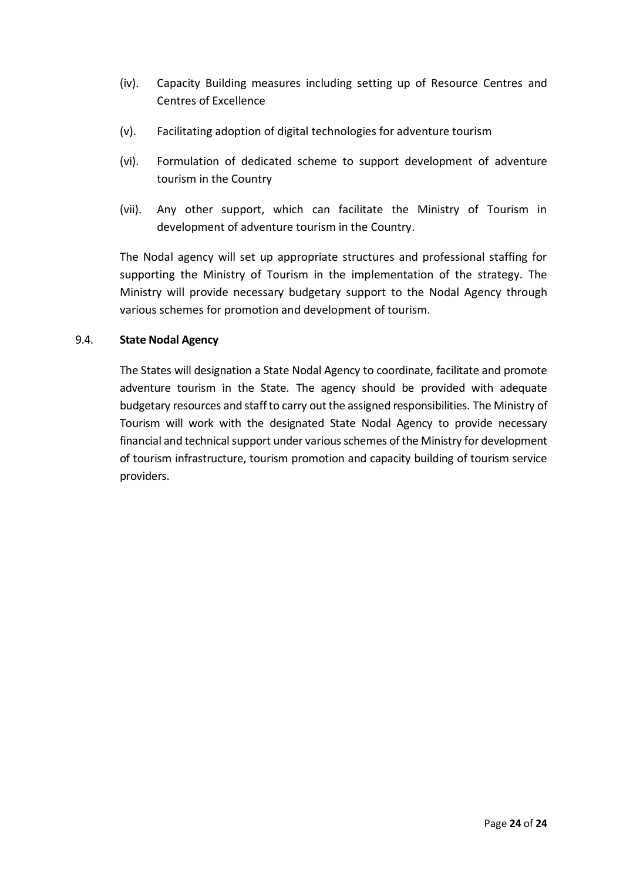(iv). Capacity Building measures including setting up of Resource Centres and Centres of Excellence

(v). Facilitating adoption of digital technologies for adventure tourism

(vi). Formulation of dedicated scheme to support development of adventure tourism in the Country

(vii). Any other support, which can facilitate the Ministry of Tourism in development of adventure tourism in the Country.

The Nodal agency will set up appropriate structures and professional staffing for supporting the Ministry of Tourism in the implementation of the strategy. The Ministry will provide necessary budgetary support to the Nodal Agency through various schemes for promotion and development of tourism.

### 9.4. State Nodal Agency

The States will designation a State Nodal Agency to coordinate, facilitate and promote adventure tourism in the State. The agency should be provided with adequate budgetary resources and staff to carry out the assigned responsibilities. The Ministry of Tourism will work with the designated State Nodal Agency to provide necessary financial and technical support under various schemes of the Ministry for development of tourism infrastructure, tourism promotion and capacity building of tourism service providers.